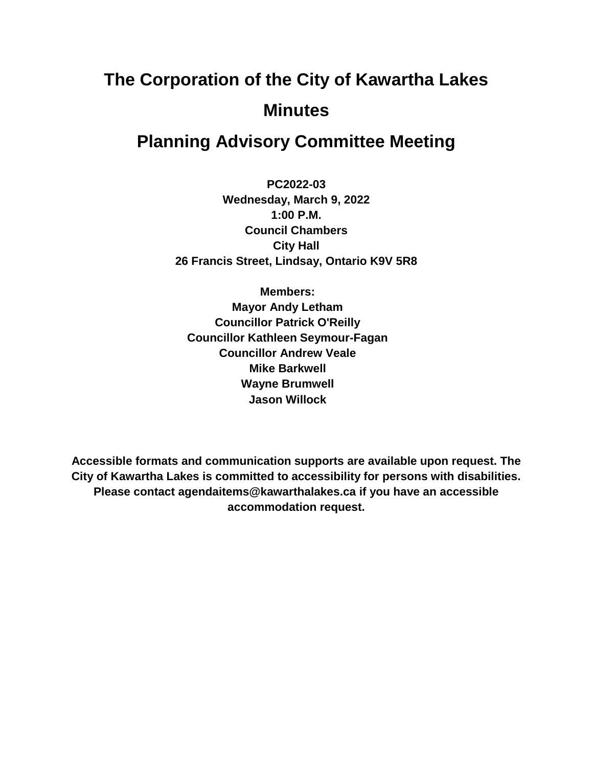# The Corporation of the City of Kawartha Lakes

# Minutes

# Planning Advisory Committee Meeting

**PC2022-03**
**Wednesday, March 9, 2022**
**1:00 P.M.**
**Council Chambers**
**City Hall**
**26 Francis Street, Lindsay, Ontario K9V 5R8**

**Members:**
**Mayor Andy Letham**
**Councillor Patrick O'Reilly**
**Councillor Kathleen Seymour-Fagan**
**Councillor Andrew Veale**
**Mike Barkwell**
**Wayne Brumwell**
**Jason Willock**

**Accessible formats and communication supports are available upon request. The City of Kawartha Lakes is committed to accessibility for persons with disabilities. Please contact agendaitems@kawarthalakes.ca if you have an accessible accommodation request.**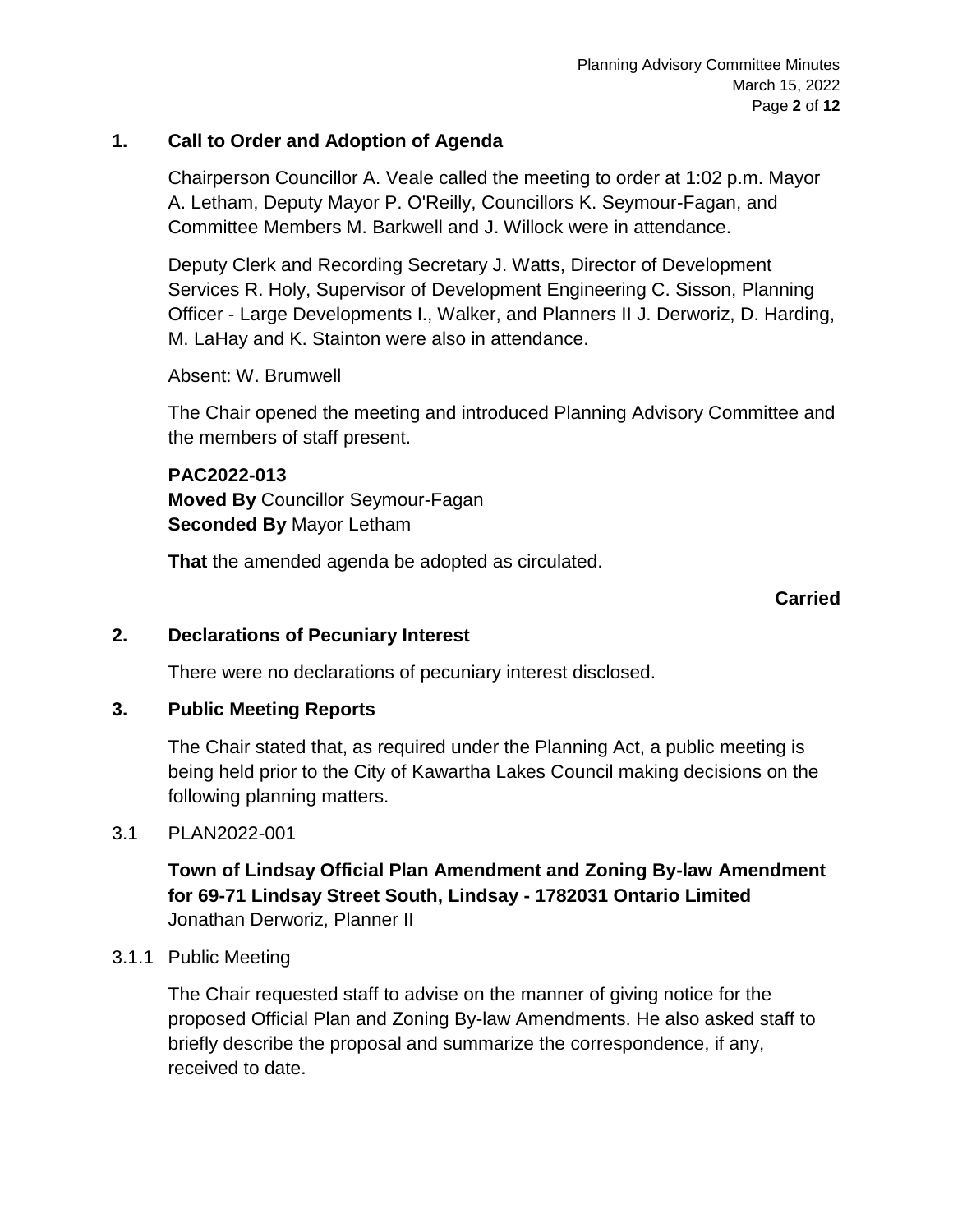## 1. Call to Order and Adoption of Agenda

Chairperson Councillor A. Veale called the meeting to order at 1:02 p.m. Mayor A. Letham, Deputy Mayor P. O'Reilly, Councillors K. Seymour-Fagan, and Committee Members M. Barkwell and J. Willock were in attendance.

Deputy Clerk and Recording Secretary J. Watts, Director of Development Services R. Holy, Supervisor of Development Engineering C. Sisson, Planning Officer - Large Developments I., Walker, and Planners II J. Derworiz, D. Harding, M. LaHay and K. Stainton were also in attendance.

Absent: W. Brumwell

The Chair opened the meeting and introduced Planning Advisory Committee and the members of staff present.

**PAC2022-013**
**Moved By** Councillor Seymour-Fagan
**Seconded By** Mayor Letham

**That** the amended agenda be adopted as circulated.

**Carried**

## 2. Declarations of Pecuniary Interest

There were no declarations of pecuniary interest disclosed.

## 3. Public Meeting Reports

The Chair stated that, as required under the Planning Act, a public meeting is being held prior to the City of Kawartha Lakes Council making decisions on the following planning matters.

### 3.1 PLAN2022-001

**Town of Lindsay Official Plan Amendment and Zoning By-law Amendment for 69-71 Lindsay Street South, Lindsay - 1782031 Ontario Limited**
Jonathan Derworiz, Planner II

#### 3.1.1 Public Meeting

The Chair requested staff to advise on the manner of giving notice for the proposed Official Plan and Zoning By-law Amendments. He also asked staff to briefly describe the proposal and summarize the correspondence, if any, received to date.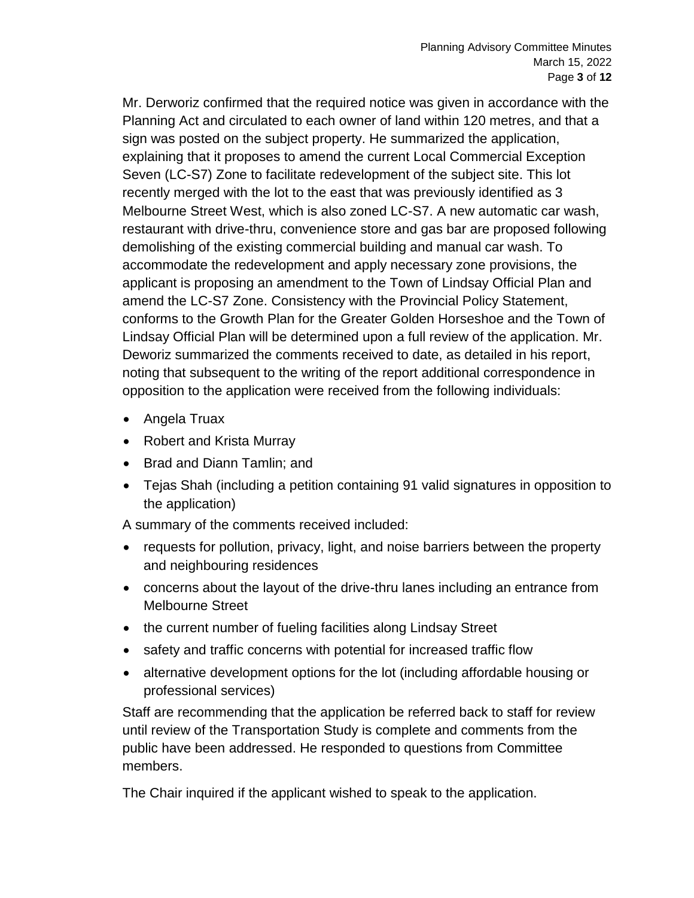Mr. Derworiz confirmed that the required notice was given in accordance with the Planning Act and circulated to each owner of land within 120 metres, and that a sign was posted on the subject property. He summarized the application, explaining that it proposes to amend the current Local Commercial Exception Seven (LC-S7) Zone to facilitate redevelopment of the subject site. This lot recently merged with the lot to the east that was previously identified as 3 Melbourne Street West, which is also zoned LC-S7. A new automatic car wash, restaurant with drive-thru, convenience store and gas bar are proposed following demolishing of the existing commercial building and manual car wash. To accommodate the redevelopment and apply necessary zone provisions, the applicant is proposing an amendment to the Town of Lindsay Official Plan and amend the LC-S7 Zone. Consistency with the Provincial Policy Statement, conforms to the Growth Plan for the Greater Golden Horseshoe and the Town of Lindsay Official Plan will be determined upon a full review of the application. Mr. Deworiz summarized the comments received to date, as detailed in his report, noting that subsequent to the writing of the report additional correspondence in opposition to the application were received from the following individuals:

- Angela Truax
- Robert and Krista Murray
- Brad and Diann Tamlin; and
- Tejas Shah (including a petition containing 91 valid signatures in opposition to the application)

A summary of the comments received included:

- requests for pollution, privacy, light, and noise barriers between the property and neighbouring residences
- concerns about the layout of the drive-thru lanes including an entrance from Melbourne Street
- the current number of fueling facilities along Lindsay Street
- safety and traffic concerns with potential for increased traffic flow
- alternative development options for the lot (including affordable housing or professional services)

Staff are recommending that the application be referred back to staff for review until review of the Transportation Study is complete and comments from the public have been addressed. He responded to questions from Committee members.

The Chair inquired if the applicant wished to speak to the application.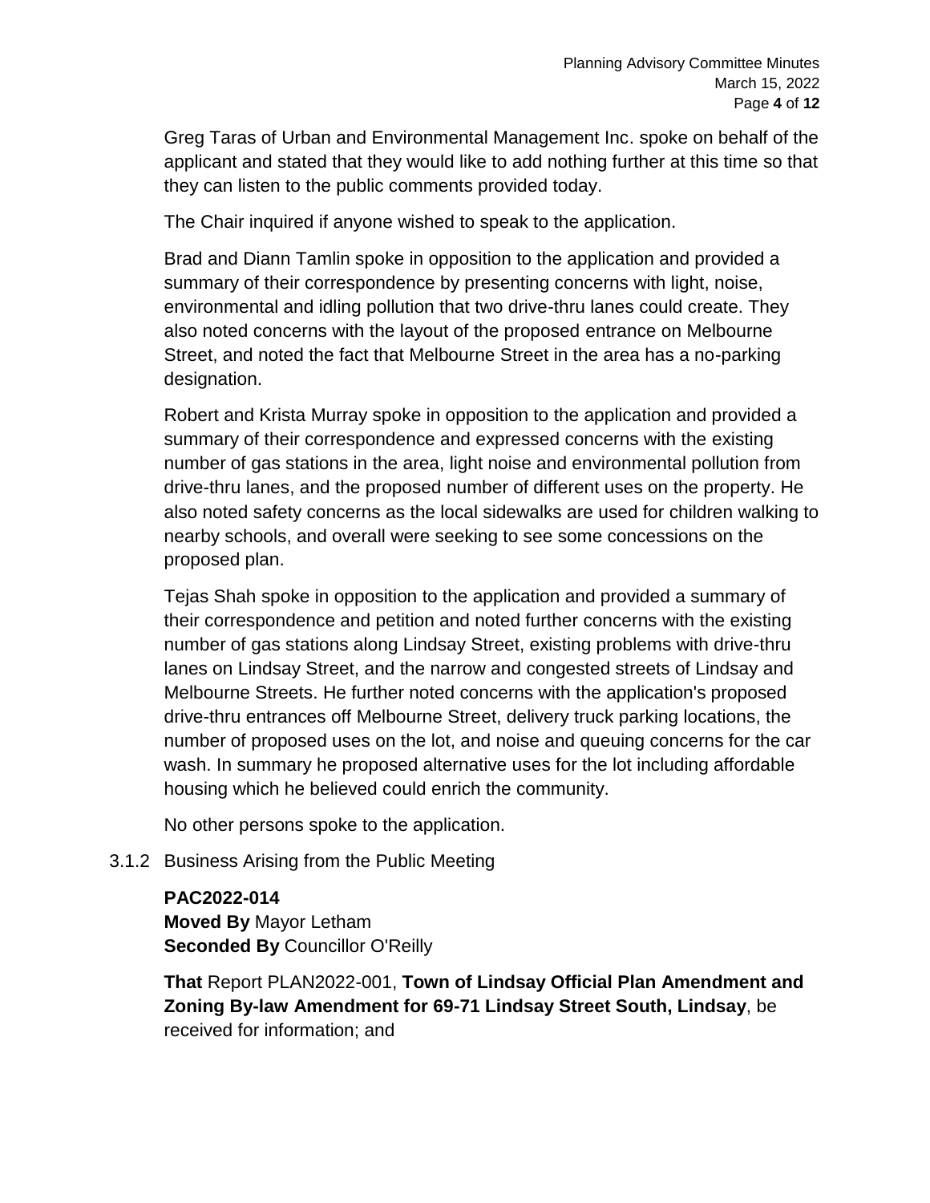Greg Taras of Urban and Environmental Management Inc. spoke on behalf of the applicant and stated that they would like to add nothing further at this time so that they can listen to the public comments provided today.

The Chair inquired if anyone wished to speak to the application.

Brad and Diann Tamlin spoke in opposition to the application and provided a summary of their correspondence by presenting concerns with light, noise, environmental and idling pollution that two drive-thru lanes could create. They also noted concerns with the layout of the proposed entrance on Melbourne Street, and noted the fact that Melbourne Street in the area has a no-parking designation.

Robert and Krista Murray spoke in opposition to the application and provided a summary of their correspondence and expressed concerns with the existing number of gas stations in the area, light noise and environmental pollution from drive-thru lanes, and the proposed number of different uses on the property. He also noted safety concerns as the local sidewalks are used for children walking to nearby schools, and overall were seeking to see some concessions on the proposed plan.

Tejas Shah spoke in opposition to the application and provided a summary of their correspondence and petition and noted further concerns with the existing number of gas stations along Lindsay Street, existing problems with drive-thru lanes on Lindsay Street, and the narrow and congested streets of Lindsay and Melbourne Streets. He further noted concerns with the application's proposed drive-thru entrances off Melbourne Street, delivery truck parking locations, the number of proposed uses on the lot, and noise and queuing concerns for the car wash. In summary he proposed alternative uses for the lot including affordable housing which he believed could enrich the community.

No other persons spoke to the application.

3.1.2 Business Arising from the Public Meeting

**PAC2022-014**
**Moved By** Mayor Letham
**Seconded By** Councillor O'Reilly

**That** Report PLAN2022-001, **Town of Lindsay Official Plan Amendment and Zoning By-law Amendment for 69-71 Lindsay Street South, Lindsay**, be received for information; and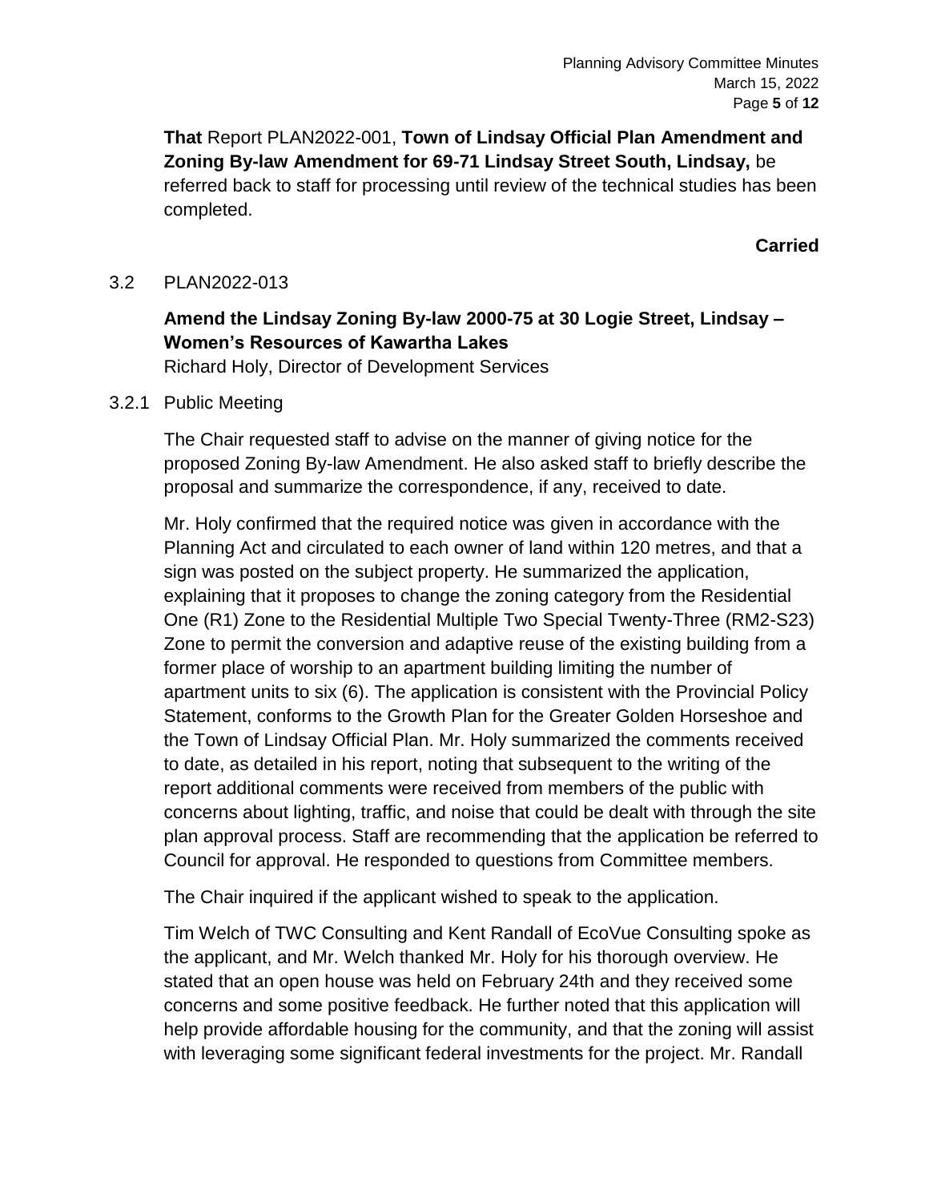**That** Report PLAN2022-001, **Town of Lindsay Official Plan Amendment and Zoning By-law Amendment for 69-71 Lindsay Street South, Lindsay,** be referred back to staff for processing until review of the technical studies has been completed.

**Carried**

3.2 PLAN2022-013

**Amend the Lindsay Zoning By-law 2000-75 at 30 Logie Street, Lindsay – Women's Resources of Kawartha Lakes**
Richard Holy, Director of Development Services

3.2.1 Public Meeting

The Chair requested staff to advise on the manner of giving notice for the proposed Zoning By-law Amendment. He also asked staff to briefly describe the proposal and summarize the correspondence, if any, received to date.

Mr. Holy confirmed that the required notice was given in accordance with the Planning Act and circulated to each owner of land within 120 metres, and that a sign was posted on the subject property. He summarized the application, explaining that it proposes to change the zoning category from the Residential One (R1) Zone to the Residential Multiple Two Special Twenty-Three (RM2-S23) Zone to permit the conversion and adaptive reuse of the existing building from a former place of worship to an apartment building limiting the number of apartment units to six (6). The application is consistent with the Provincial Policy Statement, conforms to the Growth Plan for the Greater Golden Horseshoe and the Town of Lindsay Official Plan. Mr. Holy summarized the comments received to date, as detailed in his report, noting that subsequent to the writing of the report additional comments were received from members of the public with concerns about lighting, traffic, and noise that could be dealt with through the site plan approval process. Staff are recommending that the application be referred to Council for approval. He responded to questions from Committee members.

The Chair inquired if the applicant wished to speak to the application.

Tim Welch of TWC Consulting and Kent Randall of EcoVue Consulting spoke as the applicant, and Mr. Welch thanked Mr. Holy for his thorough overview. He stated that an open house was held on February 24th and they received some concerns and some positive feedback. He further noted that this application will help provide affordable housing for the community, and that the zoning will assist with leveraging some significant federal investments for the project. Mr. Randall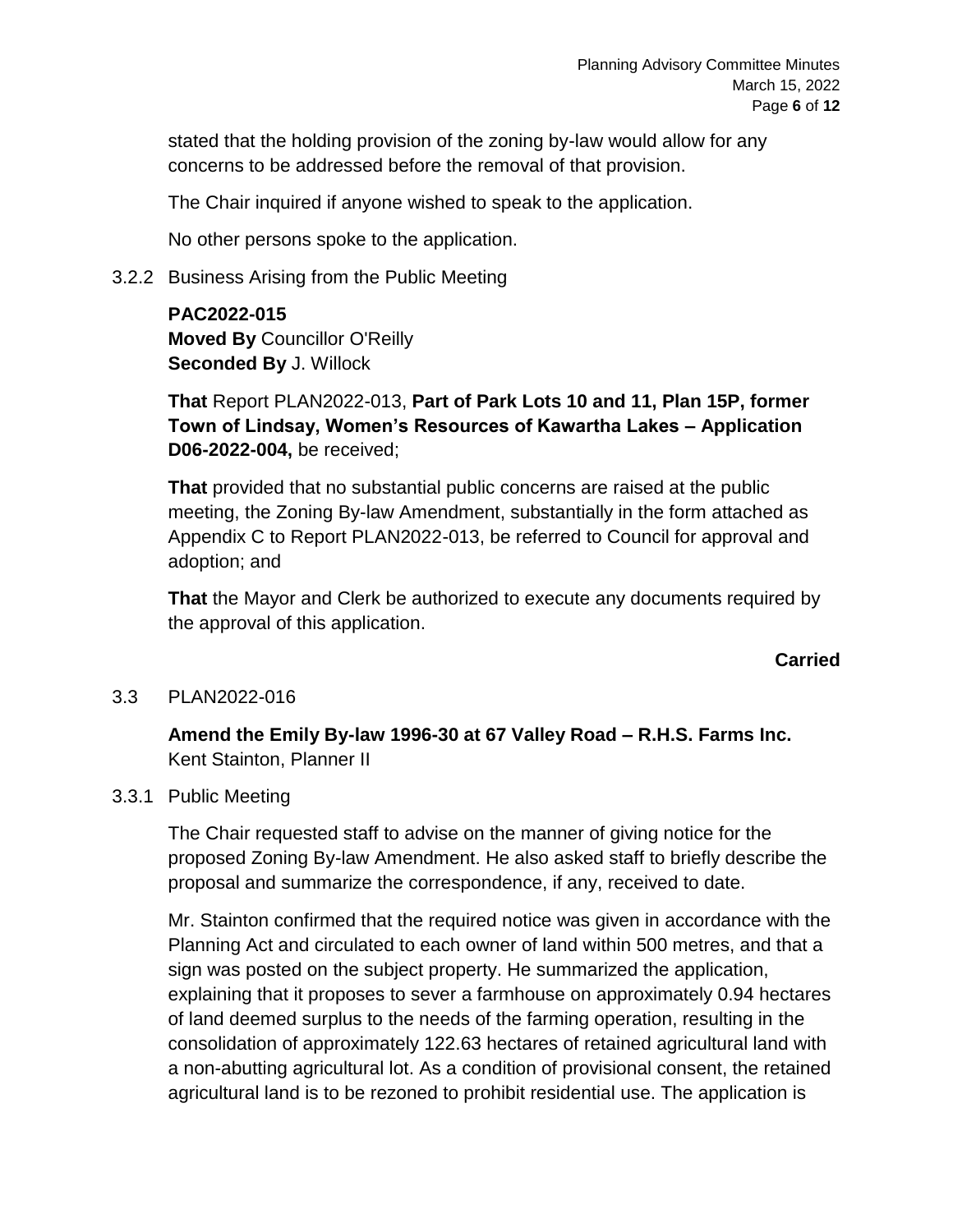stated that the holding provision of the zoning by-law would allow for any concerns to be addressed before the removal of that provision.

The Chair inquired if anyone wished to speak to the application.

No other persons spoke to the application.

3.2.2 Business Arising from the Public Meeting

**PAC2022-015**
**Moved By** Councillor O'Reilly
**Seconded By** J. Willock

**That** Report PLAN2022-013, **Part of Park Lots 10 and 11, Plan 15P, former Town of Lindsay, Women's Resources of Kawartha Lakes – Application D06-2022-004,** be received;

**That** provided that no substantial public concerns are raised at the public meeting, the Zoning By-law Amendment, substantially in the form attached as Appendix C to Report PLAN2022-013, be referred to Council for approval and adoption; and

**That** the Mayor and Clerk be authorized to execute any documents required by the approval of this application.

**Carried**

3.3 PLAN2022-016

**Amend the Emily By-law 1996-30 at 67 Valley Road – R.H.S. Farms Inc.**
Kent Stainton, Planner II

3.3.1 Public Meeting

The Chair requested staff to advise on the manner of giving notice for the proposed Zoning By-law Amendment. He also asked staff to briefly describe the proposal and summarize the correspondence, if any, received to date.

Mr. Stainton confirmed that the required notice was given in accordance with the Planning Act and circulated to each owner of land within 500 metres, and that a sign was posted on the subject property. He summarized the application, explaining that it proposes to sever a farmhouse on approximately 0.94 hectares of land deemed surplus to the needs of the farming operation, resulting in the consolidation of approximately 122.63 hectares of retained agricultural land with a non-abutting agricultural lot. As a condition of provisional consent, the retained agricultural land is to be rezoned to prohibit residential use. The application is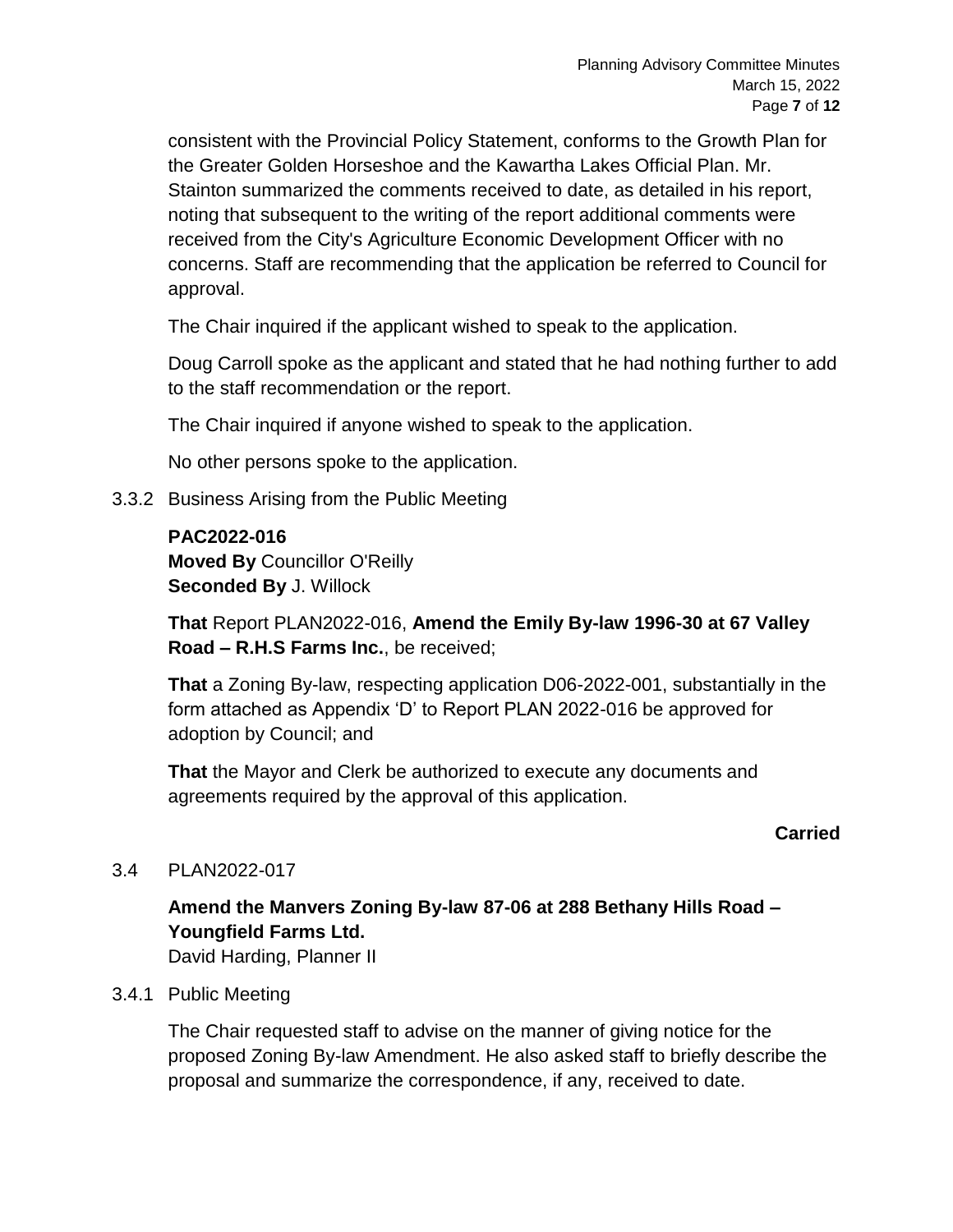consistent with the Provincial Policy Statement, conforms to the Growth Plan for the Greater Golden Horseshoe and the Kawartha Lakes Official Plan. Mr. Stainton summarized the comments received to date, as detailed in his report, noting that subsequent to the writing of the report additional comments were received from the City's Agriculture Economic Development Officer with no concerns. Staff are recommending that the application be referred to Council for approval.

The Chair inquired if the applicant wished to speak to the application.

Doug Carroll spoke as the applicant and stated that he had nothing further to add to the staff recommendation or the report.

The Chair inquired if anyone wished to speak to the application.

No other persons spoke to the application.

3.3.2 Business Arising from the Public Meeting

**PAC2022-016**
**Moved By** Councillor O'Reilly
**Seconded By** J. Willock

**That** Report PLAN2022-016, **Amend the Emily By-law 1996-30 at 67 Valley Road – R.H.S Farms Inc.**, be received;

**That** a Zoning By-law, respecting application D06-2022-001, substantially in the form attached as Appendix 'D' to Report PLAN 2022-016 be approved for adoption by Council; and

**That** the Mayor and Clerk be authorized to execute any documents and agreements required by the approval of this application.

**Carried**

3.4 PLAN2022-017

**Amend the Manvers Zoning By-law 87-06 at 288 Bethany Hills Road – Youngfield Farms Ltd.**
David Harding, Planner II

3.4.1 Public Meeting

The Chair requested staff to advise on the manner of giving notice for the proposed Zoning By-law Amendment. He also asked staff to briefly describe the proposal and summarize the correspondence, if any, received to date.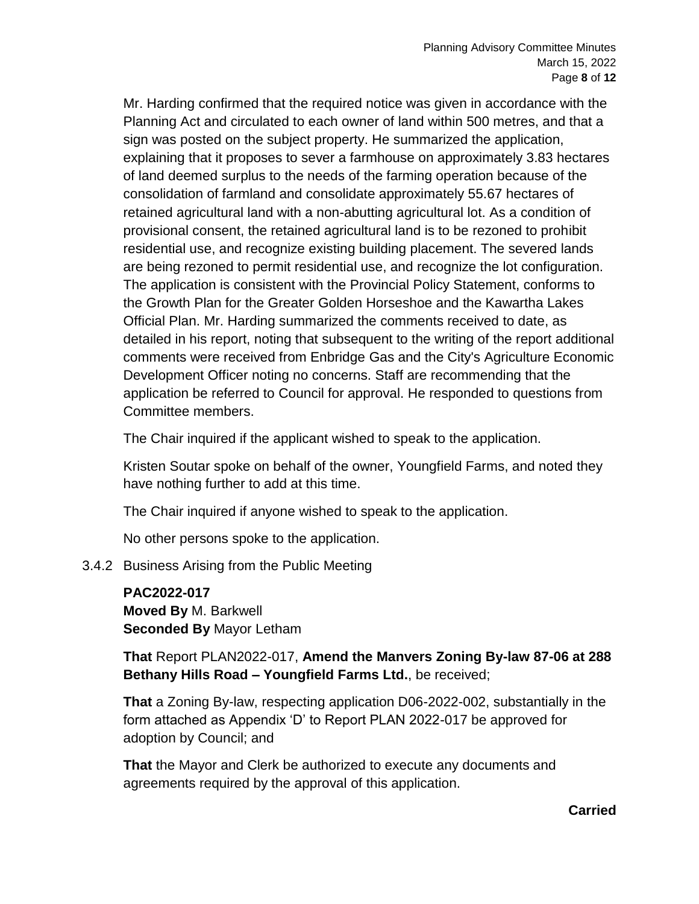Mr. Harding confirmed that the required notice was given in accordance with the Planning Act and circulated to each owner of land within 500 metres, and that a sign was posted on the subject property. He summarized the application, explaining that it proposes to sever a farmhouse on approximately 3.83 hectares of land deemed surplus to the needs of the farming operation because of the consolidation of farmland and consolidate approximately 55.67 hectares of retained agricultural land with a non-abutting agricultural lot. As a condition of provisional consent, the retained agricultural land is to be rezoned to prohibit residential use, and recognize existing building placement. The severed lands are being rezoned to permit residential use, and recognize the lot configuration. The application is consistent with the Provincial Policy Statement, conforms to the Growth Plan for the Greater Golden Horseshoe and the Kawartha Lakes Official Plan. Mr. Harding summarized the comments received to date, as detailed in his report, noting that subsequent to the writing of the report additional comments were received from Enbridge Gas and the City's Agriculture Economic Development Officer noting no concerns. Staff are recommending that the application be referred to Council for approval. He responded to questions from Committee members.

The Chair inquired if the applicant wished to speak to the application.

Kristen Soutar spoke on behalf of the owner, Youngfield Farms, and noted they have nothing further to add at this time.

The Chair inquired if anyone wished to speak to the application.

No other persons spoke to the application.

3.4.2 Business Arising from the Public Meeting

**PAC2022-017**
**Moved By** M. Barkwell
**Seconded By** Mayor Letham

**That** Report PLAN2022-017, **Amend the Manvers Zoning By-law 87-06 at 288 Bethany Hills Road – Youngfield Farms Ltd.**, be received;

**That** a Zoning By-law, respecting application D06-2022-002, substantially in the form attached as Appendix 'D' to Report PLAN 2022-017 be approved for adoption by Council; and

**That** the Mayor and Clerk be authorized to execute any documents and agreements required by the approval of this application.

**Carried**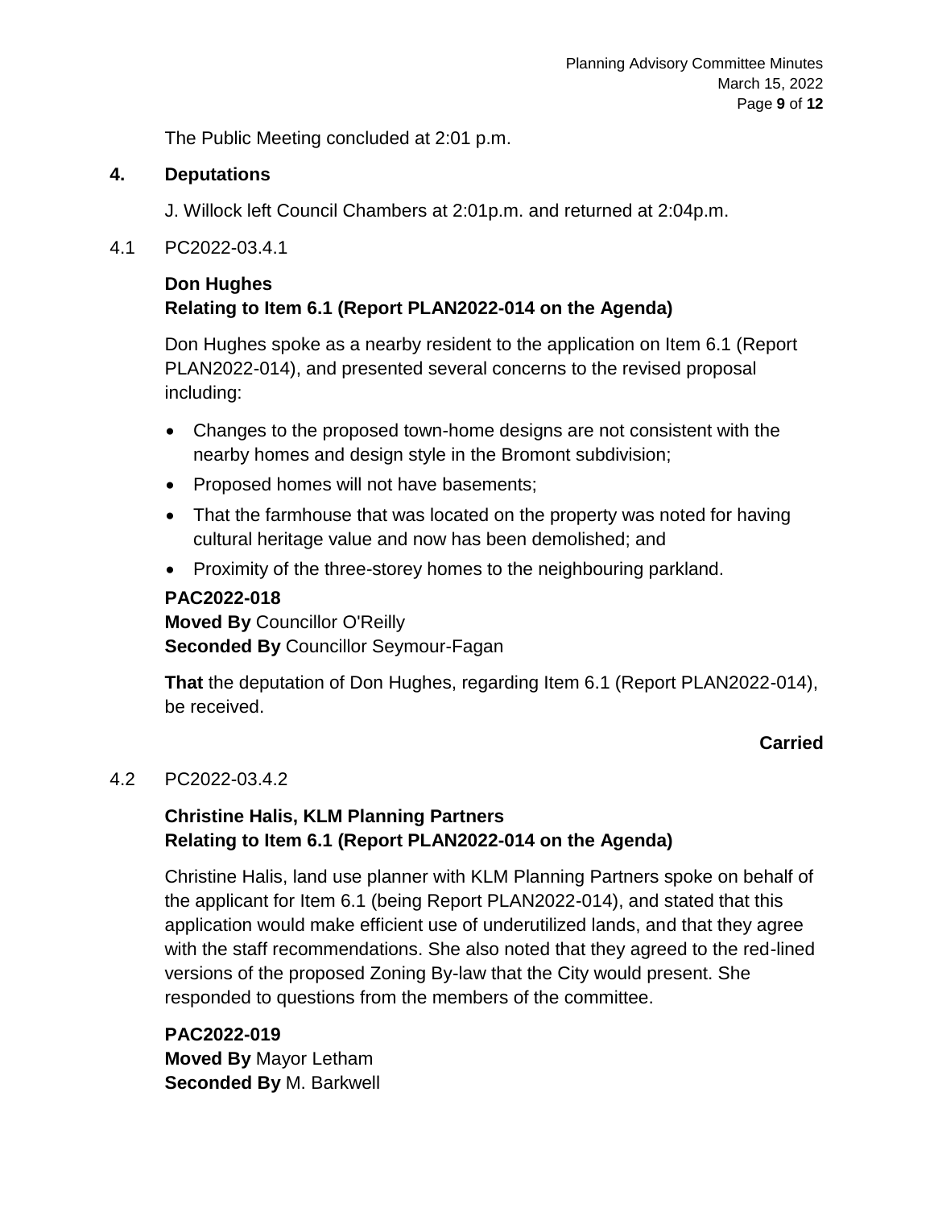The Public Meeting concluded at 2:01 p.m.

## 4. Deputations

J. Willock left Council Chambers at 2:01p.m. and returned at 2:04p.m.

4.1 PC2022-03.4.1

**Don Hughes**
**Relating to Item 6.1 (Report PLAN2022-014 on the Agenda)**

Don Hughes spoke as a nearby resident to the application on Item 6.1 (Report PLAN2022-014), and presented several concerns to the revised proposal including:

- Changes to the proposed town-home designs are not consistent with the nearby homes and design style in the Bromont subdivision;
- Proposed homes will not have basements;
- That the farmhouse that was located on the property was noted for having cultural heritage value and now has been demolished; and
- Proximity of the three-storey homes to the neighbouring parkland.

**PAC2022-018**
**Moved By** Councillor O'Reilly
**Seconded By** Councillor Seymour-Fagan

**That** the deputation of Don Hughes, regarding Item 6.1 (Report PLAN2022-014), be received.

**Carried**

4.2 PC2022-03.4.2

**Christine Halis, KLM Planning Partners**
**Relating to Item 6.1 (Report PLAN2022-014 on the Agenda)**

Christine Halis, land use planner with KLM Planning Partners spoke on behalf of the applicant for Item 6.1 (being Report PLAN2022-014), and stated that this application would make efficient use of underutilized lands, and that they agree with the staff recommendations. She also noted that they agreed to the red-lined versions of the proposed Zoning By-law that the City would present. She responded to questions from the members of the committee.

**PAC2022-019**
**Moved By** Mayor Letham
**Seconded By** M. Barkwell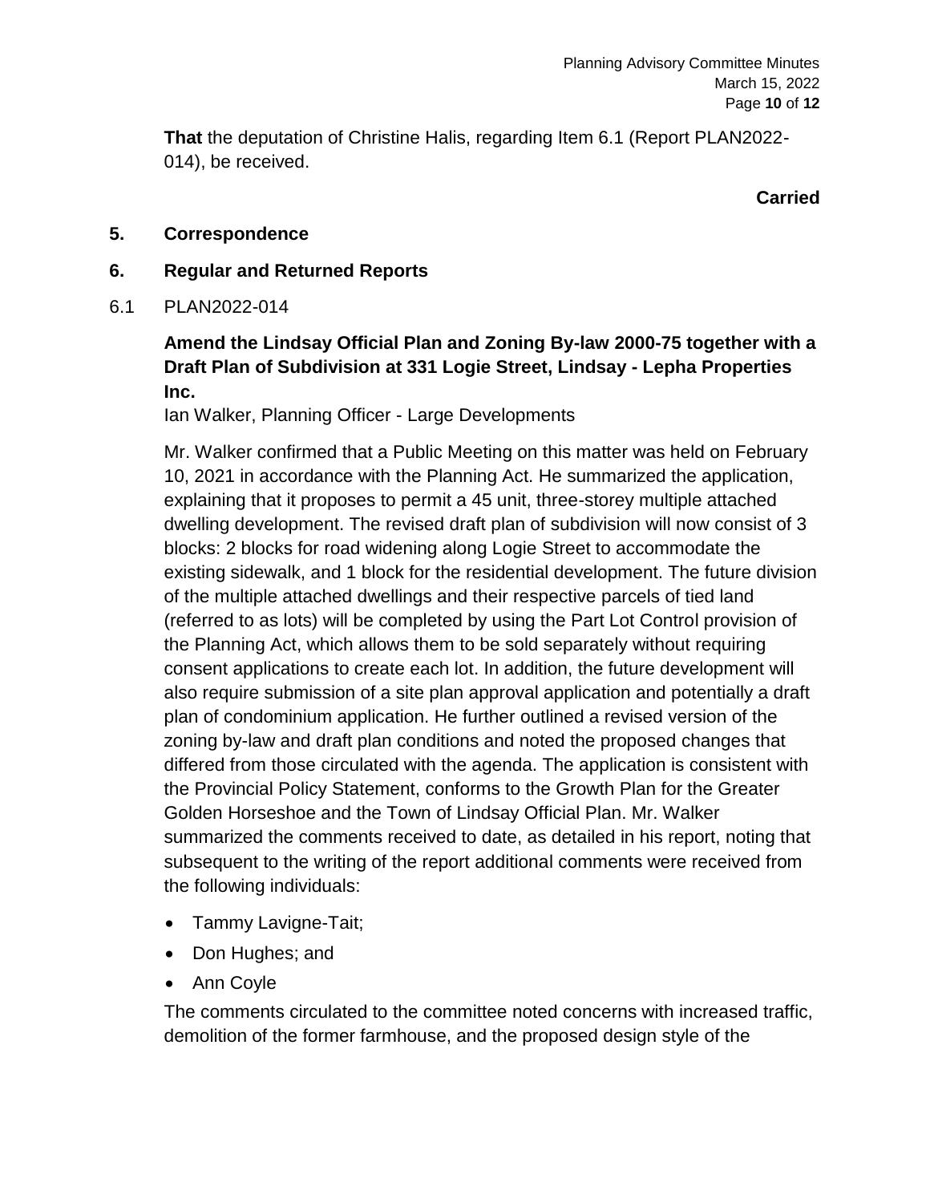**That** the deputation of Christine Halis, regarding Item 6.1 (Report PLAN2022-014), be received.

**Carried**

## 5. Correspondence

## 6. Regular and Returned Reports

6.1 PLAN2022-014

**Amend the Lindsay Official Plan and Zoning By-law 2000-75 together with a Draft Plan of Subdivision at 331 Logie Street, Lindsay - Lepha Properties Inc.**

Ian Walker, Planning Officer - Large Developments

Mr. Walker confirmed that a Public Meeting on this matter was held on February 10, 2021 in accordance with the Planning Act. He summarized the application, explaining that it proposes to permit a 45 unit, three-storey multiple attached dwelling development. The revised draft plan of subdivision will now consist of 3 blocks: 2 blocks for road widening along Logie Street to accommodate the existing sidewalk, and 1 block for the residential development. The future division of the multiple attached dwellings and their respective parcels of tied land (referred to as lots) will be completed by using the Part Lot Control provision of the Planning Act, which allows them to be sold separately without requiring consent applications to create each lot. In addition, the future development will also require submission of a site plan approval application and potentially a draft plan of condominium application. He further outlined a revised version of the zoning by-law and draft plan conditions and noted the proposed changes that differed from those circulated with the agenda. The application is consistent with the Provincial Policy Statement, conforms to the Growth Plan for the Greater Golden Horseshoe and the Town of Lindsay Official Plan. Mr. Walker summarized the comments received to date, as detailed in his report, noting that subsequent to the writing of the report additional comments were received from the following individuals:

- Tammy Lavigne-Tait;
- Don Hughes; and
- Ann Coyle

The comments circulated to the committee noted concerns with increased traffic, demolition of the former farmhouse, and the proposed design style of the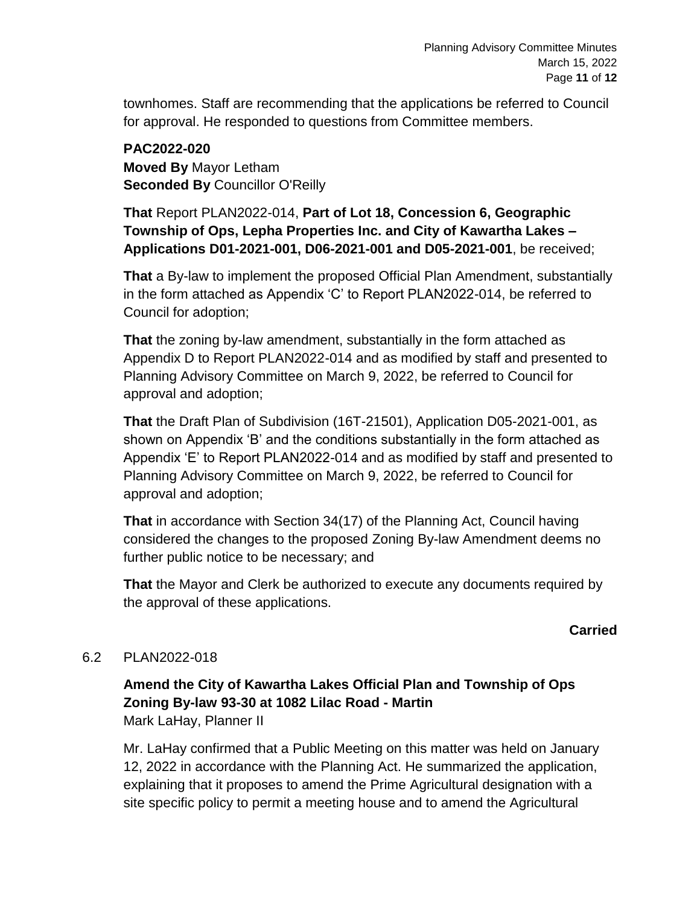townhomes. Staff are recommending that the applications be referred to Council for approval. He responded to questions from Committee members.

**PAC2022-020**
**Moved By** Mayor Letham
**Seconded By** Councillor O'Reilly

**That** Report PLAN2022-014, **Part of Lot 18, Concession 6, Geographic Township of Ops, Lepha Properties Inc. and City of Kawartha Lakes – Applications D01-2021-001, D06-2021-001 and D05-2021-001**, be received;

**That** a By-law to implement the proposed Official Plan Amendment, substantially in the form attached as Appendix 'C' to Report PLAN2022-014, be referred to Council for adoption;

**That** the zoning by-law amendment, substantially in the form attached as Appendix D to Report PLAN2022-014 and as modified by staff and presented to Planning Advisory Committee on March 9, 2022, be referred to Council for approval and adoption;

**That** the Draft Plan of Subdivision (16T-21501), Application D05-2021-001, as shown on Appendix 'B' and the conditions substantially in the form attached as Appendix 'E' to Report PLAN2022-014 and as modified by staff and presented to Planning Advisory Committee on March 9, 2022, be referred to Council for approval and adoption;

**That** in accordance with Section 34(17) of the Planning Act, Council having considered the changes to the proposed Zoning By-law Amendment deems no further public notice to be necessary; and

**That** the Mayor and Clerk be authorized to execute any documents required by the approval of these applications.

**Carried**

6.2 PLAN2022-018

**Amend the City of Kawartha Lakes Official Plan and Township of Ops Zoning By-law 93-30 at 1082 Lilac Road - Martin**
Mark LaHay, Planner II

Mr. LaHay confirmed that a Public Meeting on this matter was held on January 12, 2022 in accordance with the Planning Act. He summarized the application, explaining that it proposes to amend the Prime Agricultural designation with a site specific policy to permit a meeting house and to amend the Agricultural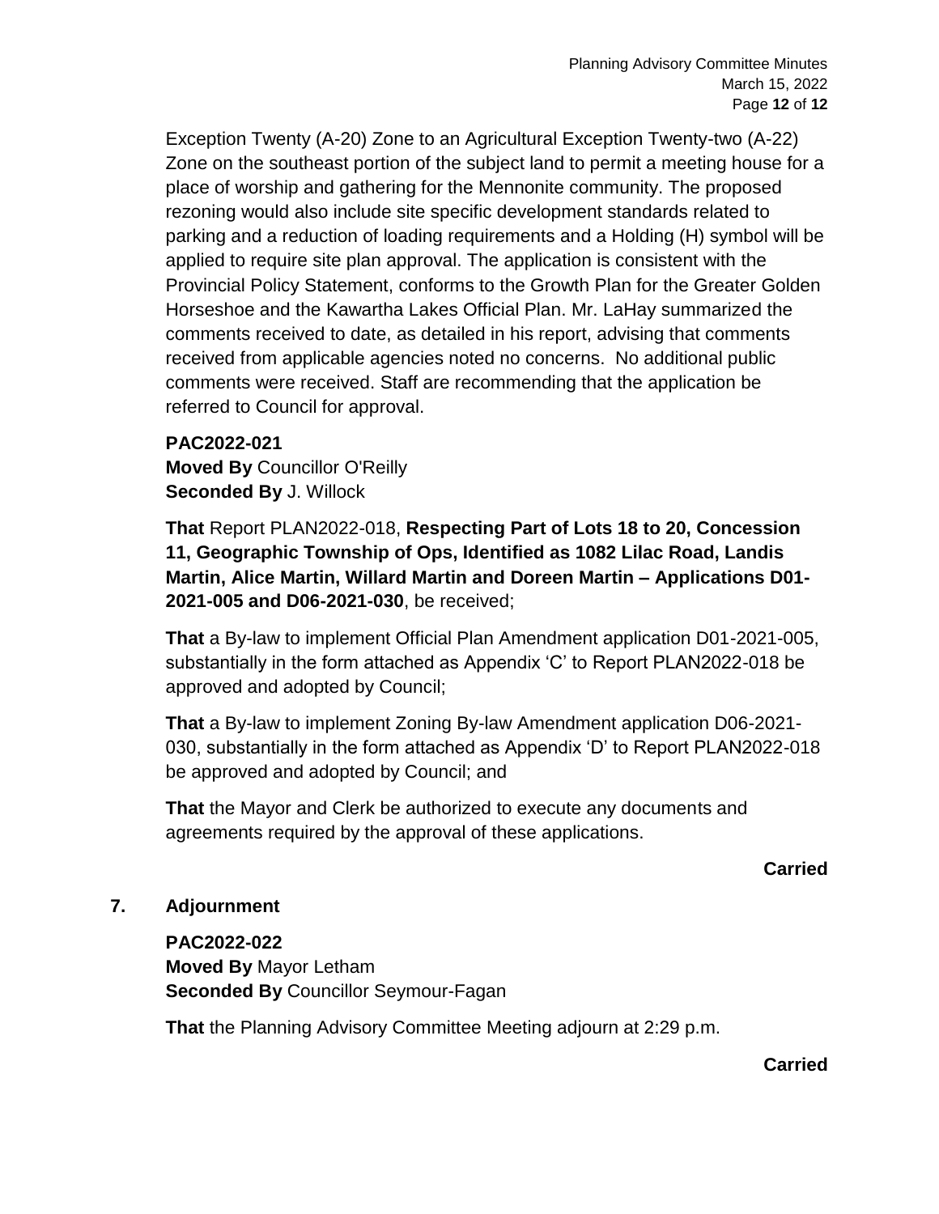Exception Twenty (A-20) Zone to an Agricultural Exception Twenty-two (A-22) Zone on the southeast portion of the subject land to permit a meeting house for a place of worship and gathering for the Mennonite community. The proposed rezoning would also include site specific development standards related to parking and a reduction of loading requirements and a Holding (H) symbol will be applied to require site plan approval. The application is consistent with the Provincial Policy Statement, conforms to the Growth Plan for the Greater Golden Horseshoe and the Kawartha Lakes Official Plan. Mr. LaHay summarized the comments received to date, as detailed in his report, advising that comments received from applicable agencies noted no concerns. No additional public comments were received. Staff are recommending that the application be referred to Council for approval.

**PAC2022-021**
**Moved By** Councillor O'Reilly
**Seconded By** J. Willock

**That** Report PLAN2022-018, **Respecting Part of Lots 18 to 20, Concession 11, Geographic Township of Ops, Identified as 1082 Lilac Road, Landis Martin, Alice Martin, Willard Martin and Doreen Martin – Applications D01-2021-005 and D06-2021-030**, be received;

**That** a By-law to implement Official Plan Amendment application D01-2021-005, substantially in the form attached as Appendix 'C' to Report PLAN2022-018 be approved and adopted by Council;

**That** a By-law to implement Zoning By-law Amendment application D06-2021-030, substantially in the form attached as Appendix 'D' to Report PLAN2022-018 be approved and adopted by Council; and

**That** the Mayor and Clerk be authorized to execute any documents and agreements required by the approval of these applications.

**Carried**

## 7. Adjournment

**PAC2022-022**
**Moved By** Mayor Letham
**Seconded By** Councillor Seymour-Fagan

**That** the Planning Advisory Committee Meeting adjourn at 2:29 p.m.

**Carried**